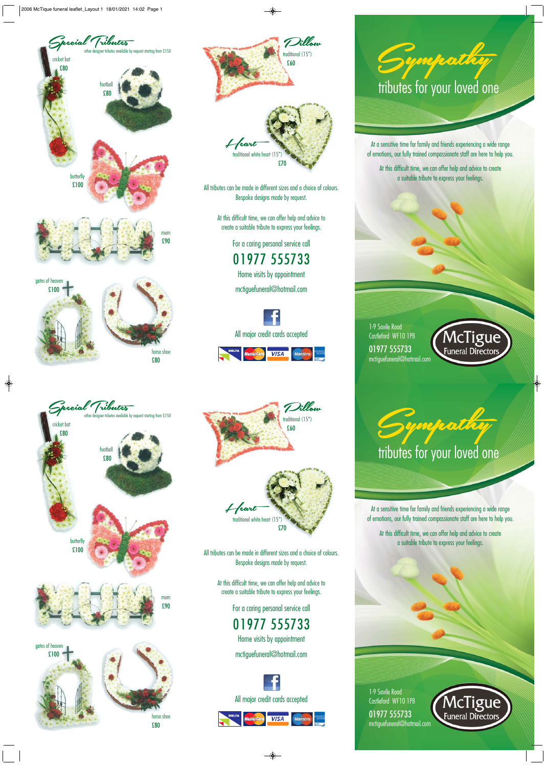# Special Tributes

other designer tributes available by request starting from £150

cricket bat
£80

football
£80

butterfly
£100

mum
£90

gates of heaven
£100

horse shoe
£80

## Pillow

traditional (15")
£60

## Heart

traditional white heart (15")
£70

All tributes can be made in different sizes and a choice of colours.
Bespoke designs made by request.

At this difficult time, we can offer help and advice to create a suitable tribute to express your feelings.

For a caring personal service call

**01977 555733**

Home visits by appointment

mctiguefuneral@hotmail.com

All major credit cards accepted

# Sympathy

## tributes for your loved one

At a sensitive time for family and friends experiencing a wide range of emotions, our fully trained compassionate staff are here to help you.

At this difficult time, we can offer help and advice to create a suitable tribute to express your feelings.

1-9 Savile Road
Castleford WF10 1PB

**01977 555733**

mctiguefuneral@hotmail.com

McTigue Funeral Directors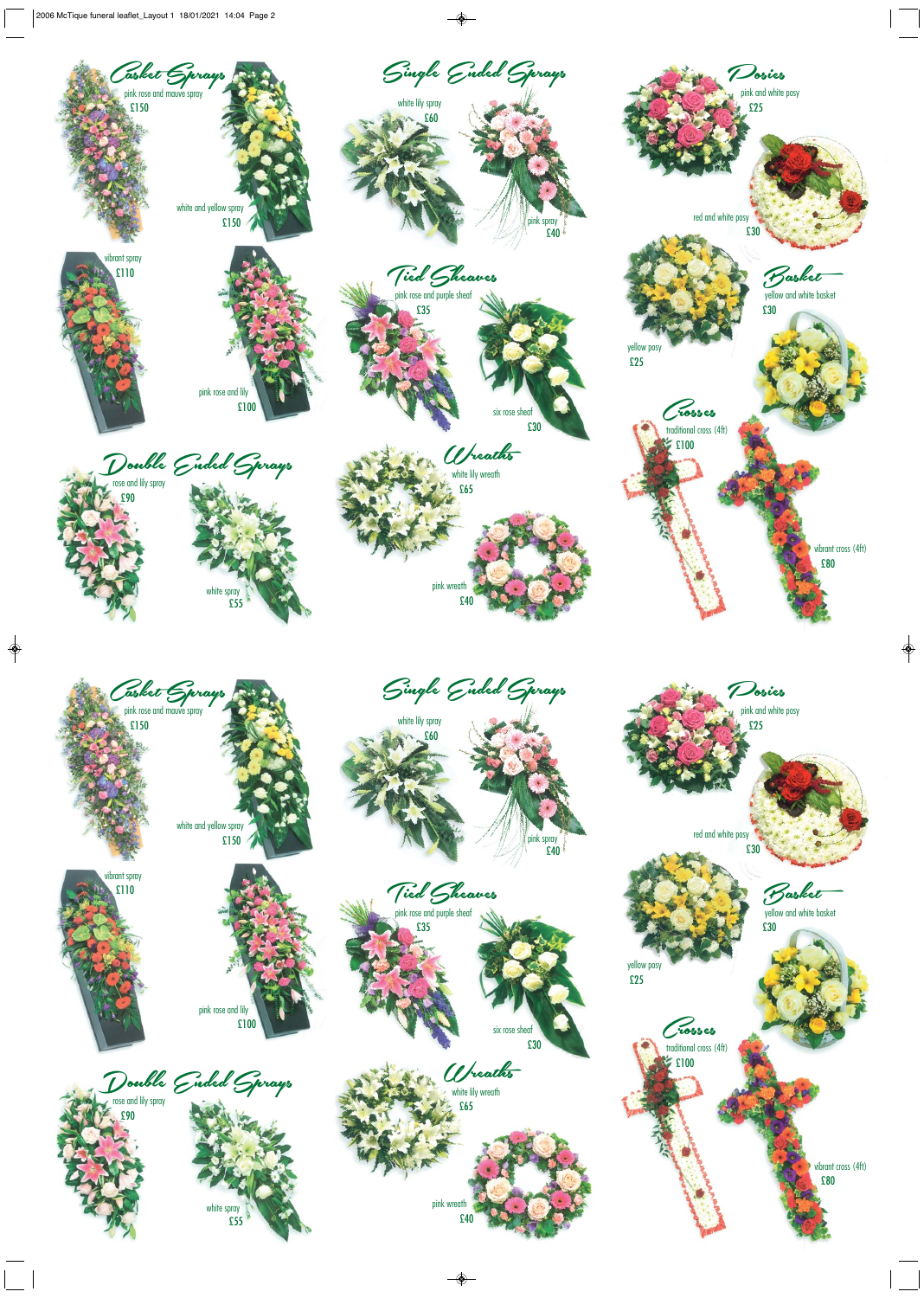## Casket Sprays

pink rose and mauve spray
£150

white and yellow spray
£150

vibrant spray
£110

pink rose and lily
£100

## Double Ended Sprays

rose and lily spray
£90

white spray
£55

## Single Ended Sprays

white lily spray
£60

pink spray
£40

## Tied Sheaves

pink rose and purple sheaf
£35

six rose sheaf
£30

## Wreaths

white lily wreath
£65

pink wreath
£40

## Posies

pink and white posy
£25

red and white posy
£30

yellow posy
£25

## Basket

yellow and white basket
£30

## Crosses

traditional cross (4ft)
£100

vibrant cross (4ft)
£80

## Casket Sprays

pink rose and mauve spray
£150

white and yellow spray
£150

vibrant spray
£110

pink rose and lily
£100

## Double Ended Sprays

rose and lily spray
£90

white spray
£55

## Single Ended Sprays

white lily spray
£60

pink spray
£40

## Tied Sheaves

pink rose and purple sheaf
£35

six rose sheaf
£30

## Wreaths

white lily wreath
£65

pink wreath
£40

## Posies

pink and white posy
£25

red and white posy
£30

yellow posy
£25

## Basket

yellow and white basket
£30

## Crosses

traditional cross (4ft)
£100

vibrant cross (4ft)
£80